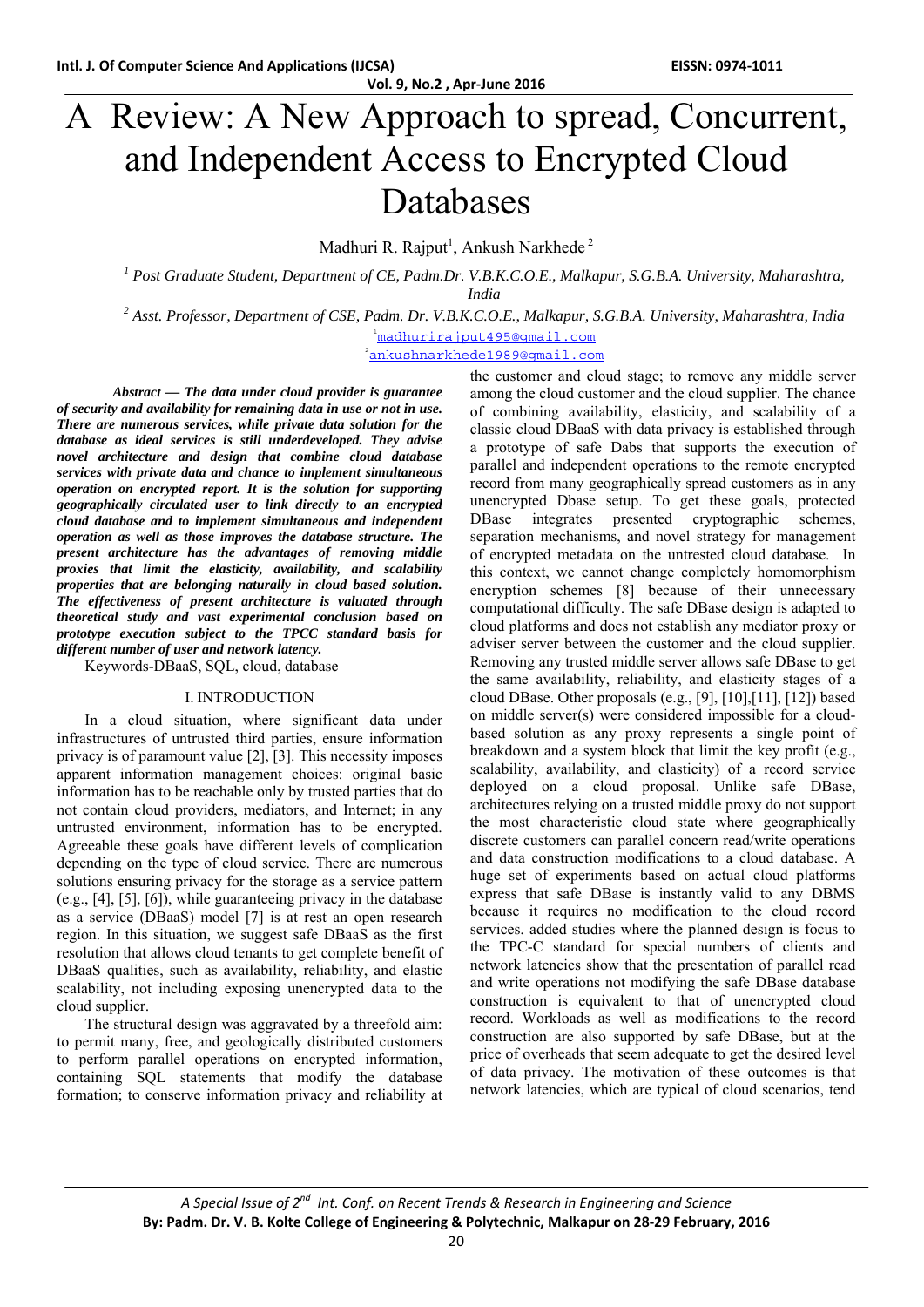# A Review: A New Approach to spread, Concurrent, and Independent Access to Encrypted Cloud Databases

Madhuri R. Rajput[1], Ankush Narkhede[2]

[1] Post Graduate Student, Department of CE, Padm.Dr. V.B.K.C.O.E., Malkapur, S.G.B.A. University, Maharashtra, India

[2] Asst. Professor, Department of CSE, Padm. Dr. V.B.K.C.O.E., Malkapur, S.G.B.A. University, Maharashtra, India

[1]madhurirajput495@gmail.com

[2]ankushnarkhede1989@gmail.com

***Abstract — The data under cloud provider is guarantee of security and availability for remaining data in use or not in use. There are numerous services, while private data solution for the database as ideal services is still underdeveloped. They advise novel architecture and design that combine cloud database services with private data and chance to implement simultaneous operation on encrypted report. It is the solution for supporting geographically circulated user to link directly to an encrypted cloud database and to implement simultaneous and independent operation as well as those improves the database structure. The present architecture has the advantages of removing middle proxies that limit the elasticity, availability, and scalability properties that are belonging naturally in cloud based solution. The effectiveness of present architecture is valuated through theoretical study and vast experimental conclusion based on prototype execution subject to the TPCC standard basis for different number of user and network latency.***

Keywords-DBaaS, SQL, cloud, database

## I. INTRODUCTION

In a cloud situation, where significant data under infrastructures of untrusted third parties, ensure information privacy is of paramount value [2], [3]. This necessity imposes apparent information management choices: original basic information has to be reachable only by trusted parties that do not contain cloud providers, mediators, and Internet; in any untrusted environment, information has to be encrypted. Agreeable these goals have different levels of complication depending on the type of cloud service. There are numerous solutions ensuring privacy for the storage as a service pattern (e.g., [4], [5], [6]), while guaranteeing privacy in the database as a service (DBaaS) model [7] is at rest an open research region. In this situation, we suggest safe DBaaS as the first resolution that allows cloud tenants to get complete benefit of DBaaS qualities, such as availability, reliability, and elastic scalability, not including exposing unencrypted data to the cloud supplier.

The structural design was aggravated by a threefold aim: to permit many, free, and geologically distributed customers to perform parallel operations on encrypted information, containing SQL statements that modify the database formation; to conserve information privacy and reliability at the customer and cloud stage; to remove any middle server among the cloud customer and the cloud supplier. The chance of combining availability, elasticity, and scalability of a classic cloud DBaaS with data privacy is established through a prototype of safe Dabs that supports the execution of parallel and independent operations to the remote encrypted record from many geographically spread customers as in any unencrypted Dbase setup. To get these goals, protected DBase integrates presented cryptographic schemes, separation mechanisms, and novel strategy for management of encrypted metadata on the untrested cloud database. In this context, we cannot change completely homomorphism encryption schemes [8] because of their unnecessary computational difficulty. The safe DBase design is adapted to cloud platforms and does not establish any mediator proxy or adviser server between the customer and the cloud supplier. Removing any trusted middle server allows safe DBase to get the same availability, reliability, and elasticity stages of a cloud DBase. Other proposals (e.g., [9], [10],[11], [12]) based on middle server(s) were considered impossible for a cloud-based solution as any proxy represents a single point of breakdown and a system block that limit the key profit (e.g., scalability, availability, and elasticity) of a record service deployed on a cloud proposal. Unlike safe DBase, architectures relying on a trusted middle proxy do not support the most characteristic cloud state where geographically discrete customers can parallel concern read/write operations and data construction modifications to a cloud database. A huge set of experiments based on actual cloud platforms express that safe DBase is instantly valid to any DBMS because it requires no modification to the cloud record services. added studies where the planned design is focus to the TPC-C standard for special numbers of clients and network latencies show that the presentation of parallel read and write operations not modifying the safe DBase database construction is equivalent to that of unencrypted cloud record. Workloads as well as modifications to the record construction are also supported by safe DBase, but at the price of overheads that seem adequate to get the desired level of data privacy. The motivation of these outcomes is that network latencies, which are typical of cloud scenarios, tend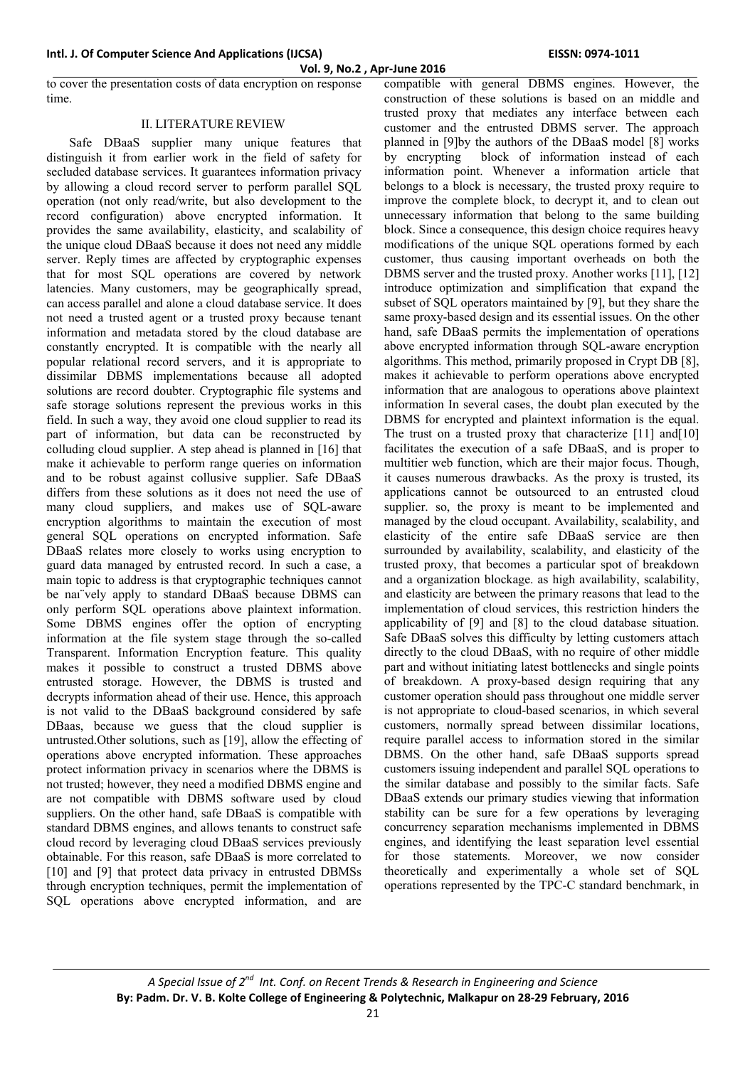to cover the presentation costs of data encryption on response time.

## II. LITERATURE REVIEW

Safe DBaaS supplier many unique features that distinguish it from earlier work in the field of safety for secluded database services. It guarantees information privacy by allowing a cloud record server to perform parallel SQL operation (not only read/write, but also development to the record configuration) above encrypted information. It provides the same availability, elasticity, and scalability of the unique cloud DBaaS because it does not need any middle server. Reply times are affected by cryptographic expenses that for most SQL operations are covered by network latencies. Many customers, may be geographically spread, can access parallel and alone a cloud database service. It does not need a trusted agent or a trusted proxy because tenant information and metadata stored by the cloud database are constantly encrypted. It is compatible with the nearly all popular relational record servers, and it is appropriate to dissimilar DBMS implementations because all adopted solutions are record doubter. Cryptographic file systems and safe storage solutions represent the previous works in this field. In such a way, they avoid one cloud supplier to read its part of information, but data can be reconstructed by colluding cloud supplier. A step ahead is planned in [16] that make it achievable to perform range queries on information and to be robust against collusive supplier. Safe DBaaS differs from these solutions as it does not need the use of many cloud suppliers, and makes use of SQL-aware encryption algorithms to maintain the execution of most general SQL operations on encrypted information. Safe DBaaS relates more closely to works using encryption to guard data managed by entrusted record. In such a case, a main topic to address is that cryptographic techniques cannot be naı¨vely apply to standard DBaaS because DBMS can only perform SQL operations above plaintext information. Some DBMS engines offer the option of encrypting information at the file system stage through the so-called Transparent. Information Encryption feature. This quality makes it possible to construct a trusted DBMS above entrusted storage. However, the DBMS is trusted and decrypts information ahead of their use. Hence, this approach is not valid to the DBaaS background considered by safe DBaas, because we guess that the cloud supplier is untrusted.Other solutions, such as [19], allow the effecting of operations above encrypted information. These approaches protect information privacy in scenarios where the DBMS is not trusted; however, they need a modified DBMS engine and are not compatible with DBMS software used by cloud suppliers. On the other hand, safe DBaaS is compatible with standard DBMS engines, and allows tenants to construct safe cloud record by leveraging cloud DBaaS services previously obtainable. For this reason, safe DBaaS is more correlated to [10] and [9] that protect data privacy in entrusted DBMSs through encryption techniques, permit the implementation of SQL operations above encrypted information, and are compatible with general DBMS engines. However, the construction of these solutions is based on an middle and trusted proxy that mediates any interface between each customer and the entrusted DBMS server. The approach planned in [9]by the authors of the DBaaS model [8] works by encrypting block of information instead of each information point. Whenever a information article that belongs to a block is necessary, the trusted proxy require to improve the complete block, to decrypt it, and to clean out unnecessary information that belong to the same building block. Since a consequence, this design choice requires heavy modifications of the unique SQL operations formed by each customer, thus causing important overheads on both the DBMS server and the trusted proxy. Another works [11], [12] introduce optimization and simplification that expand the subset of SQL operators maintained by [9], but they share the same proxy-based design and its essential issues. On the other hand, safe DBaaS permits the implementation of operations above encrypted information through SQL-aware encryption algorithms. This method, primarily proposed in Crypt DB [8], makes it achievable to perform operations above encrypted information that are analogous to operations above plaintext information In several cases, the doubt plan executed by the DBMS for encrypted and plaintext information is the equal. The trust on a trusted proxy that characterize [11] and[10] facilitates the execution of a safe DBaaS, and is proper to multitier web function, which are their major focus. Though, it causes numerous drawbacks. As the proxy is trusted, its applications cannot be outsourced to an entrusted cloud supplier. so, the proxy is meant to be implemented and managed by the cloud occupant. Availability, scalability, and elasticity of the entire safe DBaaS service are then surrounded by availability, scalability, and elasticity of the trusted proxy, that becomes a particular spot of breakdown and a organization blockage. as high availability, scalability, and elasticity are between the primary reasons that lead to the implementation of cloud services, this restriction hinders the applicability of [9] and [8] to the cloud database situation. Safe DBaaS solves this difficulty by letting customers attach directly to the cloud DBaaS, with no require of other middle part and without initiating latest bottlenecks and single points of breakdown. A proxy-based design requiring that any customer operation should pass throughout one middle server is not appropriate to cloud-based scenarios, in which several customers, normally spread between dissimilar locations, require parallel access to information stored in the similar DBMS. On the other hand, safe DBaaS supports spread customers issuing independent and parallel SQL operations to the similar database and possibly to the similar facts. Safe DBaaS extends our primary studies viewing that information stability can be sure for a few operations by leveraging concurrency separation mechanisms implemented in DBMS engines, and identifying the least separation level essential for those statements. Moreover, we now consider theoretically and experimentally a whole set of SQL operations represented by the TPC-C standard benchmark, in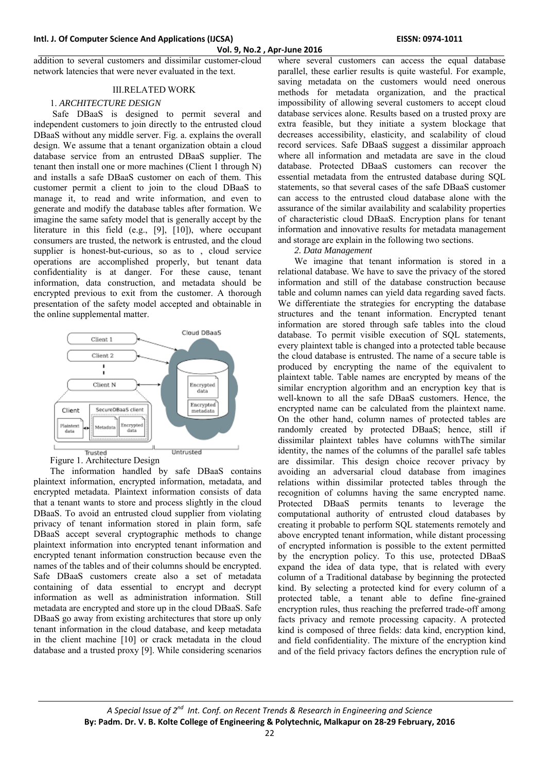addition to several customers and dissimilar customer-cloud network latencies that were never evaluated in the text.

## III.RELATED WORK

### 1. *ARCHITECTURE DESIGN*

Safe DBaaS is designed to permit several and independent customers to join directly to the entrusted cloud DBaaS without any middle server. Fig. a. explains the overall design. We assume that a tenant organization obtain a cloud database service from an entrusted DBaaS supplier. The tenant then install one or more machines (Client 1 through N) and installs a safe DBaaS customer on each of them. This customer permit a client to join to the cloud DBaaS to manage it, to read and write information, and even to generate and modify the database tables after formation. We imagine the same safety model that is generally accept by the literature in this field (e.g., [9], [10]), where occupant consumers are trusted, the network is entrusted, and the cloud supplier is honest-but-curious, so as to , cloud service operations are accomplished properly, but tenant data confidentiality is at danger. For these cause, tenant information, data construction, and metadata should be encrypted previous to exit from the customer. A thorough presentation of the safety model accepted and obtainable in the online supplemental matter.

Figure 1. Architecture Design

The information handled by safe DBaaS contains plaintext information, encrypted information, metadata, and encrypted metadata. Plaintext information consists of data that a tenant wants to store and process slightly in the cloud DBaaS. To avoid an entrusted cloud supplier from violating privacy of tenant information stored in plain form, safe DBaaS accept several cryptographic methods to change plaintext information into encrypted tenant information and encrypted tenant information construction because even the names of the tables and of their columns should be encrypted. Safe DBaaS customers create also a set of metadata containing of data essential to encrypt and decrypt information as well as administration information. Still metadata are encrypted and store up in the cloud DBaaS. Safe DBaaS go away from existing architectures that store up only tenant information in the cloud database, and keep metadata in the client machine [10] or crack metadata in the cloud database and a trusted proxy [9]. While considering scenarios where several customers can access the equal database parallel, these earlier results is quite wasteful. For example, saving metadata on the customers would need onerous methods for metadata organization, and the practical impossibility of allowing several customers to accept cloud database services alone. Results based on a trusted proxy are extra feasible, but they initiate a system blockage that decreases accessibility, elasticity, and scalability of cloud record services. Safe DBaaS suggest a dissimilar approach where all information and metadata are save in the cloud database. Protected DBaaS customers can recover the essential metadata from the entrusted database during SQL statements, so that several cases of the safe DBaaS customer can access to the entrusted cloud database alone with the assurance of the similar availability and scalability properties of characteristic cloud DBaaS. Encryption plans for tenant information and innovative results for metadata management and storage are explain in the following two sections.

### *2. Data Management*

We imagine that tenant information is stored in a relational database. We have to save the privacy of the stored information and still of the database construction because table and column names can yield data regarding saved facts. We differentiate the strategies for encrypting the database structures and the tenant information. Encrypted tenant information are stored through safe tables into the cloud database. To permit visible execution of SQL statements, every plaintext table is changed into a protected table because the cloud database is entrusted. The name of a secure table is produced by encrypting the name of the equivalent to plaintext table. Table names are encrypted by means of the similar encryption algorithm and an encryption key that is well-known to all the safe DBaaS customers. Hence, the encrypted name can be calculated from the plaintext name. On the other hand, column names of protected tables are randomly created by protected DBaaS; hence, still if dissimilar plaintext tables have columns withThe similar identity, the names of the columns of the parallel safe tables are dissimilar. This design choice recover privacy by avoiding an adversarial cloud database from imagines relations within dissimilar protected tables through the recognition of columns having the same encrypted name. Protected DBaaS permits tenants to leverage the computational authority of entrusted cloud databases by creating it probable to perform SQL statements remotely and above encrypted tenant information, while distant processing of encrypted information is possible to the extent permitted by the encryption policy. To this use, protected DBaaS expand the idea of data type, that is related with every column of a Traditional database by beginning the protected kind. By selecting a protected kind for every column of a protected table, a tenant able to define fine-grained encryption rules, thus reaching the preferred trade-off among facts privacy and remote processing capacity. A protected kind is composed of three fields: data kind, encryption kind, and field confidentiality. The mixture of the encryption kind and of the field privacy factors defines the encryption rule of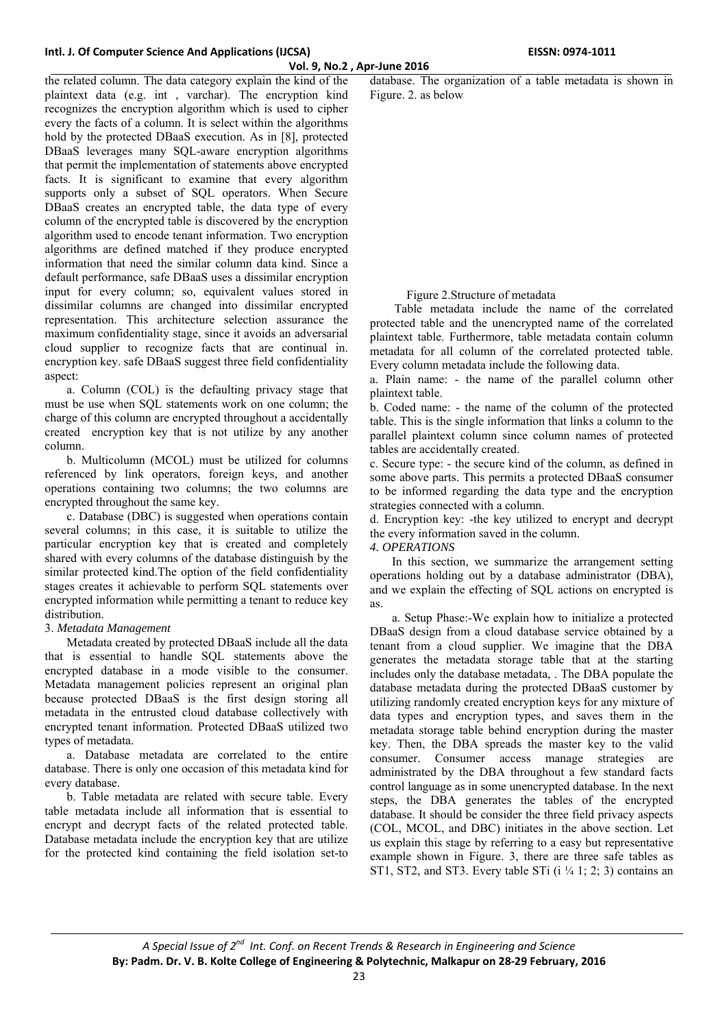the related column. The data category explain the kind of the plaintext data (e.g. int , varchar). The encryption kind recognizes the encryption algorithm which is used to cipher every the facts of a column. It is select within the algorithms hold by the protected DBaaS execution. As in [8], protected DBaaS leverages many SQL-aware encryption algorithms that permit the implementation of statements above encrypted facts. It is significant to examine that every algorithm supports only a subset of SQL operators. When Secure DBaaS creates an encrypted table, the data type of every column of the encrypted table is discovered by the encryption algorithm used to encode tenant information. Two encryption algorithms are defined matched if they produce encrypted information that need the similar column data kind. Since a default performance, safe DBaaS uses a dissimilar encryption input for every column; so, equivalent values stored in dissimilar columns are changed into dissimilar encrypted representation. This architecture selection assurance the maximum confidentiality stage, since it avoids an adversarial cloud supplier to recognize facts that are continual in. encryption key. safe DBaaS suggest three field confidentiality aspect:

a. Column (COL) is the defaulting privacy stage that must be use when SQL statements work on one column; the charge of this column are encrypted throughout a accidentally created encryption key that is not utilize by any another column.

b. Multicolumn (MCOL) must be utilized for columns referenced by link operators, foreign keys, and another operations containing two columns; the two columns are encrypted throughout the same key.

c. Database (DBC) is suggested when operations contain several columns; in this case, it is suitable to utilize the particular encryption key that is created and completely shared with every columns of the database distinguish by the similar protected kind.The option of the field confidentiality stages creates it achievable to perform SQL statements over encrypted information while permitting a tenant to reduce key distribution.

3. *Metadata Management*

Metadata created by protected DBaaS include all the data that is essential to handle SQL statements above the encrypted database in a mode visible to the consumer. Metadata management policies represent an original plan because protected DBaaS is the first design storing all metadata in the entrusted cloud database collectively with encrypted tenant information. Protected DBaaS utilized two types of metadata.

a. Database metadata are correlated to the entire database. There is only one occasion of this metadata kind for every database.

b. Table metadata are related with secure table. Every table metadata include all information that is essential to encrypt and decrypt facts of the related protected table. Database metadata include the encryption key that are utilize for the protected kind containing the field isolation set-to database. The organization of a table metadata is shown in Figure. 2. as below

Figure 2.Structure of metadata

Table metadata include the name of the correlated protected table and the unencrypted name of the correlated plaintext table. Furthermore, table metadata contain column metadata for all column of the correlated protected table. Every column metadata include the following data.

a. Plain name: - the name of the parallel column other plaintext table.

b. Coded name: - the name of the column of the protected table. This is the single information that links a column to the parallel plaintext column since column names of protected tables are accidentally created.

c. Secure type: - the secure kind of the column, as defined in some above parts. This permits a protected DBaaS consumer to be informed regarding the data type and the encryption strategies connected with a column.

d. Encryption key: -the key utilized to encrypt and decrypt the every information saved in the column.

*4. OPERATIONS*

In this section, we summarize the arrangement setting operations holding out by a database administrator (DBA), and we explain the effecting of SQL actions on encrypted is as.

a. Setup Phase:-We explain how to initialize a protected DBaaS design from a cloud database service obtained by a tenant from a cloud supplier. We imagine that the DBA generates the metadata storage table that at the starting includes only the database metadata, . The DBA populate the database metadata during the protected DBaaS customer by utilizing randomly created encryption keys for any mixture of data types and encryption types, and saves them in the metadata storage table behind encryption during the master key. Then, the DBA spreads the master key to the valid consumer. Consumer access manage strategies are administrated by the DBA throughout a few standard facts control language as in some unencrypted database. In the next steps, the DBA generates the tables of the encrypted database. It should be consider the three field privacy aspects (COL, MCOL, and DBC) initiates in the above section. Let us explain this stage by referring to a easy but representative example shown in Figure. 3, there are three safe tables as ST1, ST2, and ST3. Every table STi (i ¼ 1; 2; 3) contains an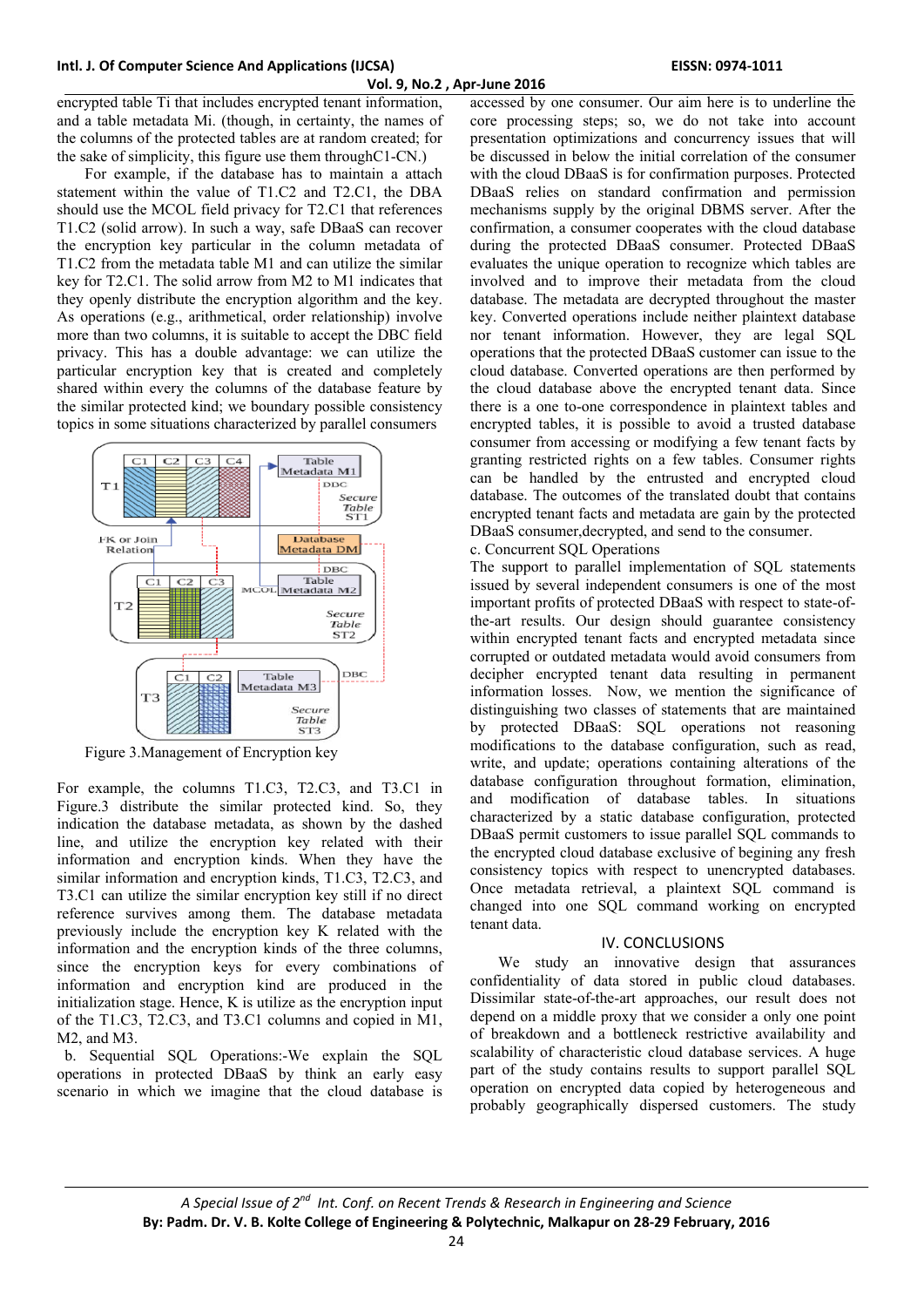encrypted table Ti that includes encrypted tenant information, and a table metadata Mi. (though, in certainty, the names of the columns of the protected tables are at random created; for the sake of simplicity, this figure use them throughC1-CN.)

For example, if the database has to maintain a attach statement within the value of T1.C2 and T2.C1, the DBA should use the MCOL field privacy for T2.C1 that references T1.C2 (solid arrow). In such a way, safe DBaaS can recover the encryption key particular in the column metadata of T1.C2 from the metadata table M1 and can utilize the similar key for T2.C1. The solid arrow from M2 to M1 indicates that they openly distribute the encryption algorithm and the key. As operations (e.g., arithmetical, order relationship) involve more than two columns, it is suitable to accept the DBC field privacy. This has a double advantage: we can utilize the particular encryption key that is created and completely shared within every the columns of the database feature by the similar protected kind; we boundary possible consistency topics in some situations characterized by parallel consumers

Figure 3.Management of Encryption key

For example, the columns T1.C3, T2.C3, and T3.C1 in Figure.3 distribute the similar protected kind. So, they indication the database metadata, as shown by the dashed line, and utilize the encryption key related with their information and encryption kinds. When they have the similar information and encryption kinds, T1.C3, T2.C3, and T3.C1 can utilize the similar encryption key still if no direct reference survives among them. The database metadata previously include the encryption key K related with the information and the encryption kinds of the three columns, since the encryption keys for every combinations of information and encryption kind are produced in the initialization stage. Hence, K is utilize as the encryption input of the T1.C3, T2.C3, and T3.C1 columns and copied in M1, M2, and M3.

b. Sequential SQL Operations:-We explain the SQL operations in protected DBaaS by think an early easy scenario in which we imagine that the cloud database is accessed by one consumer. Our aim here is to underline the core processing steps; so, we do not take into account presentation optimizations and concurrency issues that will be discussed in below the initial correlation of the consumer with the cloud DBaaS is for confirmation purposes. Protected DBaaS relies on standard confirmation and permission mechanisms supply by the original DBMS server. After the confirmation, a consumer cooperates with the cloud database during the protected DBaaS consumer. Protected DBaaS evaluates the unique operation to recognize which tables are involved and to improve their metadata from the cloud database. The metadata are decrypted throughout the master key. Converted operations include neither plaintext database nor tenant information. However, they are legal SQL operations that the protected DBaaS customer can issue to the cloud database. Converted operations are then performed by the cloud database above the encrypted tenant data. Since there is a one to-one correspondence in plaintext tables and encrypted tables, it is possible to avoid a trusted database consumer from accessing or modifying a few tenant facts by granting restricted rights on a few tables. Consumer rights can be handled by the entrusted and encrypted cloud database. The outcomes of the translated doubt that contains encrypted tenant facts and metadata are gain by the protected DBaaS consumer,decrypted, and send to the consumer.

c. Concurrent SQL Operations

The support to parallel implementation of SQL statements issued by several independent consumers is one of the most important profits of protected DBaaS with respect to state-of-the-art results. Our design should guarantee consistency within encrypted tenant facts and encrypted metadata since corrupted or outdated metadata would avoid consumers from decipher encrypted tenant data resulting in permanent information losses. Now, we mention the significance of distinguishing two classes of statements that are maintained by protected DBaaS: SQL operations not reasoning modifications to the database configuration, such as read, write, and update; operations containing alterations of the database configuration throughout formation, elimination, and modification of database tables. In situations characterized by a static database configuration, protected DBaaS permit customers to issue parallel SQL commands to the encrypted cloud database exclusive of begining any fresh consistency topics with respect to unencrypted databases. Once metadata retrieval, a plaintext SQL command is changed into one SQL command working on encrypted tenant data.

## IV. CONCLUSIONS

We study an innovative design that assurances confidentiality of data stored in public cloud databases. Dissimilar state-of-the-art approaches, our result does not depend on a middle proxy that we consider a only one point of breakdown and a bottleneck restrictive availability and scalability of characteristic cloud database services. A huge part of the study contains results to support parallel SQL operation on encrypted data copied by heterogeneous and probably geographically dispersed customers. The study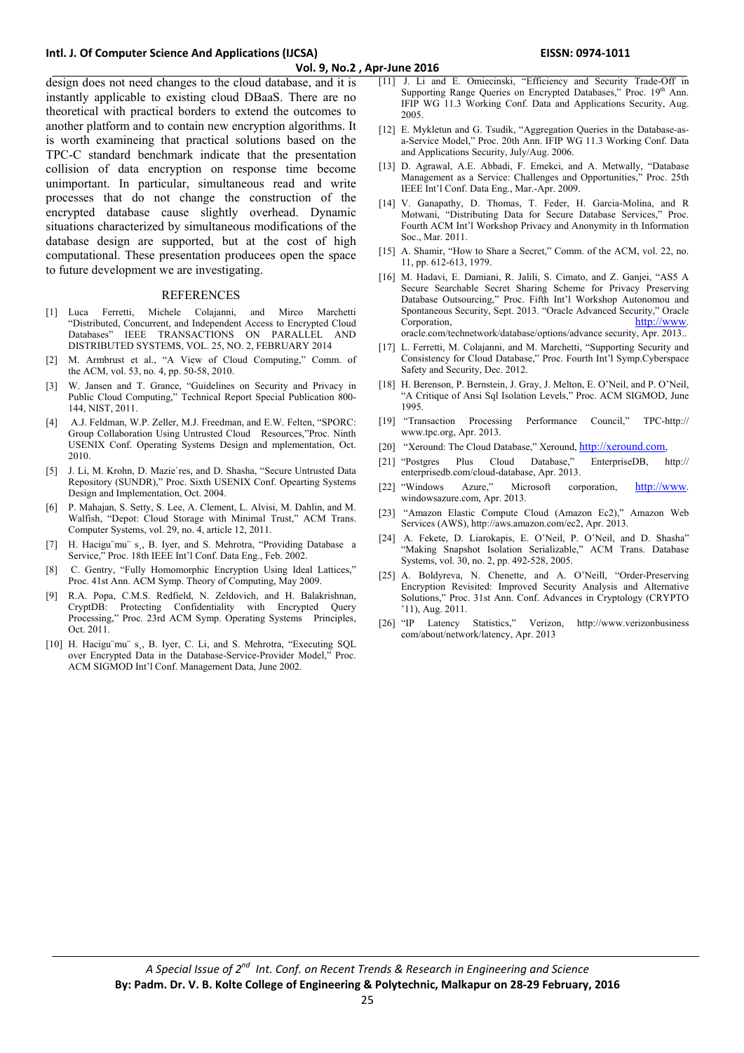design does not need changes to the cloud database, and it is instantly applicable to existing cloud DBaaS. There are no theoretical with practical borders to extend the outcomes to another platform and to contain new encryption algorithms. It is worth examineing that practical solutions based on the TPC-C standard benchmark indicate that the presentation collision of data encryption on response time become unimportant. In particular, simultaneous read and write processes that do not change the construction of the encrypted database cause slightly overhead. Dynamic situations characterized by simultaneous modifications of the database design are supported, but at the cost of high computational. These presentation producees open the space to future development we are investigating.

## REFERENCES

[1] Luca Ferretti, Michele Colajanni, and Mirco Marchetti "Distributed, Concurrent, and Independent Access to Encrypted Cloud Databases" IEEE TRANSACTIONS ON PARALLEL AND DISTRIBUTED SYSTEMS, VOL. 25, NO. 2, FEBRUARY 2014

[2] M. Armbrust et al., "A View of Cloud Computing," Comm. of the ACM, vol. 53, no. 4, pp. 50-58, 2010.

[3] W. Jansen and T. Grance, "Guidelines on Security and Privacy in Public Cloud Computing," Technical Report Special Publication 800-144, NIST, 2011.

[4] A.J. Feldman, W.P. Zeller, M.J. Freedman, and E.W. Felten, "SPORC: Group Collaboration Using Untrusted Cloud Resources,"Proc. Ninth USENIX Conf. Operating Systems Design and mplementation, Oct. 2010.

[5] J. Li, M. Krohn, D. Mazie`res, and D. Shasha, "Secure Untrusted Data Repository (SUNDR)," Proc. Sixth USENIX Conf. Opearting Systems Design and Implementation, Oct. 2004.

[6] P. Mahajan, S. Setty, S. Lee, A. Clement, L. Alvisi, M. Dahlin, and M. Walfish, "Depot: Cloud Storage with Minimal Trust," ACM Trans. Computer Systems, vol. 29, no. 4, article 12, 2011.

[7] H. Hacigu¨mu¨ s,, B. Iyer, and S. Mehrotra, "Providing Database a Service," Proc. 18th IEEE Int'l Conf. Data Eng., Feb. 2002.

[8] C. Gentry, "Fully Homomorphic Encryption Using Ideal Lattices," Proc. 41st Ann. ACM Symp. Theory of Computing, May 2009.

[9] R.A. Popa, C.M.S. Redfield, N. Zeldovich, and H. Balakrishnan, CryptDB: Protecting Confidentiality with Encrypted Query Processing," Proc. 23rd ACM Symp. Operating Systems Principles, Oct. 2011.

[10] H. Hacigu¨mu¨ s,, B. Iyer, C. Li, and S. Mehrotra, "Executing SQL over Encrypted Data in the Database-Service-Provider Model," Proc. ACM SIGMOD Int'l Conf. Management Data, June 2002.

[11] J. Li and E. Omiecinski, "Efficiency and Security Trade-Off in Supporting Range Queries on Encrypted Databases," Proc. 19th Ann. IFIP WG 11.3 Working Conf. Data and Applications Security, Aug. 2005.

[12] E. Mykletun and G. Tsudik, "Aggregation Queries in the Database-as-a-Service Model," Proc. 20th Ann. IFIP WG 11.3 Working Conf. Data and Applications Security, July/Aug. 2006.

[13] D. Agrawal, A.E. Abbadi, F. Emekci, and A. Metwally, "Database Management as a Service: Challenges and Opportunities," Proc. 25th IEEE Int'l Conf. Data Eng., Mar.-Apr. 2009.

[14] V. Ganapathy, D. Thomas, T. Feder, H. Garcia-Molina, and R Motwani, "Distributing Data for Secure Database Services," Proc. Fourth ACM Int'l Workshop Privacy and Anonymity in th Information Soc., Mar. 2011.

[15] A. Shamir, "How to Share a Secret," Comm. of the ACM, vol. 22, no. 11, pp. 612-613, 1979.

[16] M. Hadavi, E. Damiani, R. Jalili, S. Cimato, and Z. Ganjei, "AS5 A Secure Searchable Secret Sharing Scheme for Privacy Preserving Database Outsourcing," Proc. Fifth Int'l Workshop Autonomou and Spontaneous Security, Sept. 2013. "Oracle Advanced Security," Oracle Corporation, http://www.oracle.com/technetwork/database/options/advance security, Apr. 2013..

[17] L. Ferretti, M. Colajanni, and M. Marchetti, "Supporting Security and Consistency for Cloud Database," Proc. Fourth Int'l Symp.Cyberspace Safety and Security, Dec. 2012.

[18] H. Berenson, P. Bernstein, J. Gray, J. Melton, E. O'Neil, and P. O'Neil, "A Critique of Ansi Sql Isolation Levels," Proc. ACM SIGMOD, June 1995.

[19] "Transaction Processing Performance Council," TPC-http:// www.tpc.org, Apr. 2013.

[20] "Xeround: The Cloud Database," Xeround, http://xeround.com,

[21] "Postgres Plus Cloud Database," EnterpriseDB, http:// enterprisedb.com/cloud-database, Apr. 2013.

[22] "Windows Azure," Microsoft corporation, http://www.windowsazure.com, Apr. 2013.

[23] "Amazon Elastic Compute Cloud (Amazon Ec2)," Amazon Web Services (AWS), http://aws.amazon.com/ec2, Apr. 2013.

[24] A. Fekete, D. Liarokapis, E. O'Neil, P. O'Neil, and D. Shasha" "Making Snapshot Isolation Serializable," ACM Trans. Database Systems, vol. 30, no. 2, pp. 492-528, 2005.

[25] A. Boldyreva, N. Chenette, and A. O'Neill, "Order-Preserving Encryption Revisited: Improved Security Analysis and Alternative Solutions," Proc. 31st Ann. Conf. Advances in Cryptology (CRYPTO '11), Aug. 2011.

[26] "IP Latency Statistics," Verizon, http://www.verizonbusiness com/about/network/latency, Apr. 2013